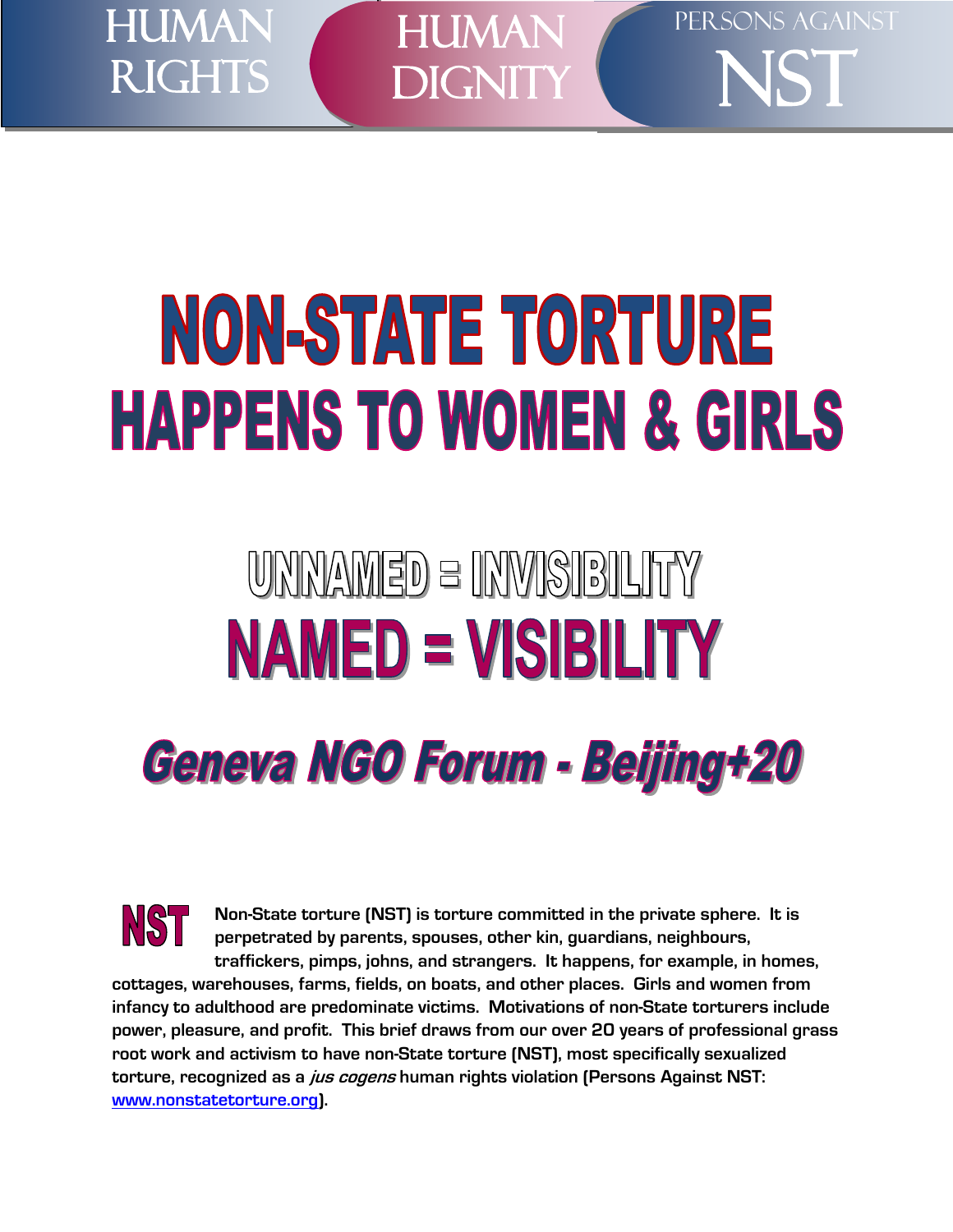HUMAN RIGHTS | HUMAN DIGNITY | PERSONS AGAINST NST

# NON-STATE TORTURE HAPPENS TO WOMEN & GIRLS

## UNNAMED = INVISIBILITY
## NAMED = VISIBILITY

## Geneva NGO Forum - Beijing+20

**NST** **Non-State torture (NST) is torture committed in the private sphere. It is perpetrated by parents, spouses, other kin, guardians, neighbours, traffickers, pimps, johns, and strangers. It happens, for example, in homes, cottages, warehouses, farms, fields, on boats, and other places. Girls and women from infancy to adulthood are predominate victims. Motivations of non-State torturers include power, pleasure, and profit. This brief draws from our over 20 years of professional grass root work and activism to have non-State torture (NST), most specifically sexualized torture, recognized as a *jus cogens* human rights violation (Persons Against NST: [www.nonstatetorture.org](http://www.nonstatetorture.org)).**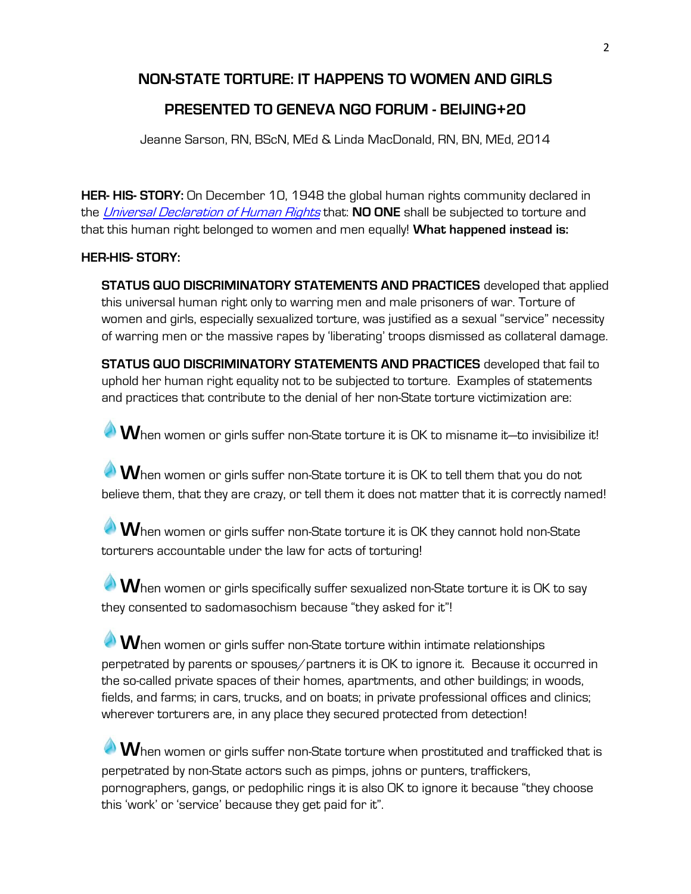# NON-STATE TORTURE: IT HAPPENS TO WOMEN AND GIRLS

## PRESENTED TO GENEVA NGO FORUM - BEIJING+20

Jeanne Sarson, RN, BScN, MEd & Linda MacDonald, RN, BN, MEd, 2014

**HER- HIS- STORY:** On December 10, 1948 the global human rights community declared in the *Universal Declaration of Human Rights* that: **NO ONE** shall be subjected to torture and that this human right belonged to women and men equally! **What happened instead is:**

**HER-HIS- STORY:**

**STATUS QUO DISCRIMINATORY STATEMENTS AND PRACTICES** developed that applied this universal human right only to warring men and male prisoners of war. Torture of women and girls, especially sexualized torture, was justified as a sexual "service" necessity of warring men or the massive rapes by 'liberating' troops dismissed as collateral damage.

**STATUS QUO DISCRIMINATORY STATEMENTS AND PRACTICES** developed that fail to uphold her human right equality not to be subjected to torture. Examples of statements and practices that contribute to the denial of her non-State torture victimization are:

- **W**hen women or girls suffer non-State torture it is OK to misname it—to invisibilize it!

- **W**hen women or girls suffer non-State torture it is OK to tell them that you do not believe them, that they are crazy, or tell them it does not matter that it is correctly named!

- **W**hen women or girls suffer non-State torture it is OK they cannot hold non-State torturers accountable under the law for acts of torturing!

- **W**hen women or girls specifically suffer sexualized non-State torture it is OK to say they consented to sadomasochism because "they asked for it"!

- **W**hen women or girls suffer non-State torture within intimate relationships perpetrated by parents or spouses/partners it is OK to ignore it. Because it occurred in the so-called private spaces of their homes, apartments, and other buildings; in woods, fields, and farms; in cars, trucks, and on boats; in private professional offices and clinics; wherever torturers are, in any place they secured protected from detection!

- **W**hen women or girls suffer non-State torture when prostituted and trafficked that is perpetrated by non-State actors such as pimps, johns or punters, traffickers, pornographers, gangs, or pedophilic rings it is also OK to ignore it because "they choose this 'work' or 'service' because they get paid for it".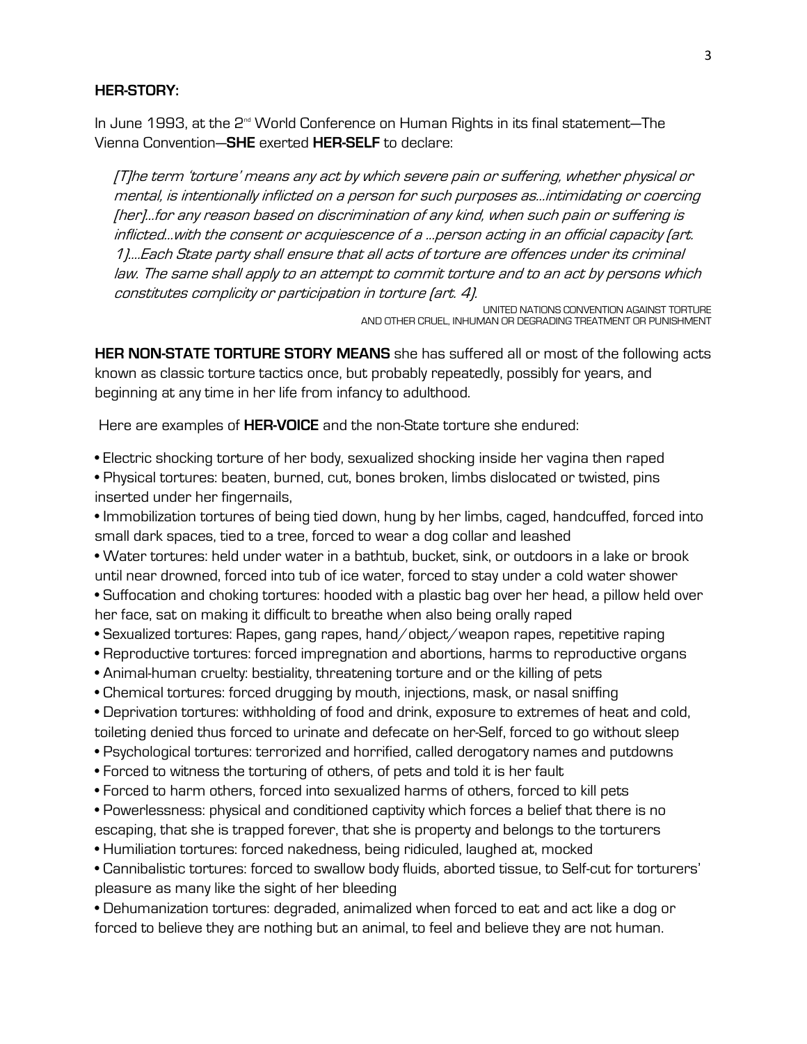**HER-STORY:**

In June 1993, at the 2nd World Conference on Human Rights in its final statement—The Vienna Convention—**SHE** exerted **HER-SELF** to declare:

> *[T]he term 'torture' means any act by which severe pain or suffering, whether physical or mental, is intentionally inflicted on a person for such purposes as…intimidating or coercing [her]…for any reason based on discrimination of any kind, when such pain or suffering is inflicted…with the consent or acquiescence of a …person acting in an official capacity [art. 1]….Each State party shall ensure that all acts of torture are offences under its criminal law. The same shall apply to an attempt to commit torture and to an act by persons which constitutes complicity or participation in torture [art. 4].*
>
> UNITED NATIONS CONVENTION AGAINST TORTURE AND OTHER CRUEL, INHUMAN OR DEGRADING TREATMENT OR PUNISHMENT

**HER NON-STATE TORTURE STORY MEANS** she has suffered all or most of the following acts known as classic torture tactics once, but probably repeatedly, possibly for years, and beginning at any time in her life from infancy to adulthood.

Here are examples of **HER-VOICE** and the non-State torture she endured:

- Electric shocking torture of her body, sexualized shocking inside her vagina then raped
- Physical tortures: beaten, burned, cut, bones broken, limbs dislocated or twisted, pins inserted under her fingernails,
- Immobilization tortures of being tied down, hung by her limbs, caged, handcuffed, forced into small dark spaces, tied to a tree, forced to wear a dog collar and leashed
- Water tortures: held under water in a bathtub, bucket, sink, or outdoors in a lake or brook until near drowned, forced into tub of ice water, forced to stay under a cold water shower
- Suffocation and choking tortures: hooded with a plastic bag over her head, a pillow held over her face, sat on making it difficult to breathe when also being orally raped
- Sexualized tortures: Rapes, gang rapes, hand/object/weapon rapes, repetitive raping
- Reproductive tortures: forced impregnation and abortions, harms to reproductive organs
- Animal-human cruelty: bestiality, threatening torture and or the killing of pets
- Chemical tortures: forced drugging by mouth, injections, mask, or nasal sniffing
- Deprivation tortures: withholding of food and drink, exposure to extremes of heat and cold, toileting denied thus forced to urinate and defecate on her-Self, forced to go without sleep
- Psychological tortures: terrorized and horrified, called derogatory names and putdowns
- Forced to witness the torturing of others, of pets and told it is her fault
- Forced to harm others, forced into sexualized harms of others, forced to kill pets
- Powerlessness: physical and conditioned captivity which forces a belief that there is no escaping, that she is trapped forever, that she is property and belongs to the torturers
- Humiliation tortures: forced nakedness, being ridiculed, laughed at, mocked
- Cannibalistic tortures: forced to swallow body fluids, aborted tissue, to Self-cut for torturers' pleasure as many like the sight of her bleeding
- Dehumanization tortures: degraded, animalized when forced to eat and act like a dog or forced to believe they are nothing but an animal, to feel and believe they are not human.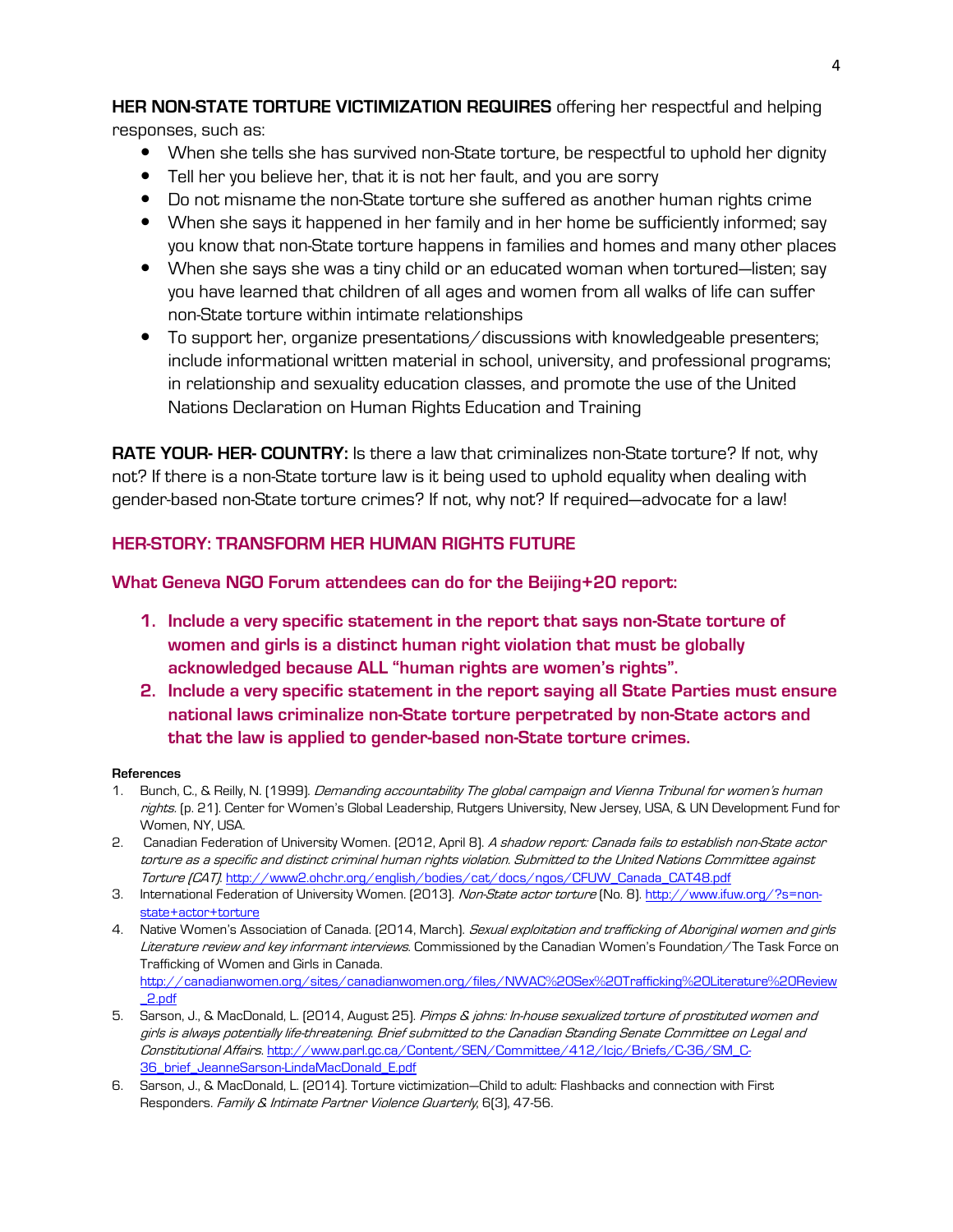**HER NON-STATE TORTURE VICTIMIZATION REQUIRES** offering her respectful and helping responses, such as:

- When she tells she has survived non-State torture, be respectful to uphold her dignity
- Tell her you believe her, that it is not her fault, and you are sorry
- Do not misname the non-State torture she suffered as another human rights crime
- When she says it happened in her family and in her home be sufficiently informed; say you know that non-State torture happens in families and homes and many other places
- When she says she was a tiny child or an educated woman when tortured—listen; say you have learned that children of all ages and women from all walks of life can suffer non-State torture within intimate relationships
- To support her, organize presentations/discussions with knowledgeable presenters; include informational written material in school, university, and professional programs; in relationship and sexuality education classes, and promote the use of the United Nations Declaration on Human Rights Education and Training

**RATE YOUR- HER- COUNTRY:** Is there a law that criminalizes non-State torture? If not, why not? If there is a non-State torture law is it being used to uphold equality when dealing with gender-based non-State torture crimes? If not, why not? If required—advocate for a law!

## HER-STORY: TRANSFORM HER HUMAN RIGHTS FUTURE

### What Geneva NGO Forum attendees can do for the Beijing+20 report:

1. **Include a very specific statement in the report that says non-State torture of women and girls is a distinct human right violation that must be globally acknowledged because ALL "human rights are women's rights".**
2. **Include a very specific statement in the report saying all State Parties must ensure national laws criminalize non-State torture perpetrated by non-State actors and that the law is applied to gender-based non-State torture crimes.**

#### References

1. Bunch, C., & Reilly, N. (1999). *Demanding accountability The global campaign and Vienna Tribunal for women's human rights.* (p. 21). Center for Women's Global Leadership, Rutgers University, New Jersey, USA, & UN Development Fund for Women, NY, USA.
2. Canadian Federation of University Women. (2012, April 8). *A shadow report: Canada fails to establish non-State actor torture as a specific and distinct criminal human rights violation. Submitted to the United Nations Committee against Torture (CAT).* http://www2.ohchr.org/english/bodies/cat/docs/ngos/CFUW_Canada_CAT48.pdf
3. International Federation of University Women. (2013). *Non-State actor torture* (No. 8). http://www.ifuw.org/?s=non-state+actor+torture
4. Native Women's Association of Canada. (2014, March). *Sexual exploitation and trafficking of Aboriginal women and girls Literature review and key informant interviews.* Commissioned by the Canadian Women's Foundation/The Task Force on Trafficking of Women and Girls in Canada. http://canadianwomen.org/sites/canadianwomen.org/files/NWAC%20Sex%20Trafficking%20Literature%20Review_2.pdf
5. Sarson, J., & MacDonald, L. (2014, August 25). *Pimps & johns: In-house sexualized torture of prostituted women and girls is always potentially life-threatening. Brief submitted to the Canadian Standing Senate Committee on Legal and Constitutional Affairs.* http://www.parl.gc.ca/Content/SEN/Committee/412/lcjc/Briefs/C-36/SM_C-36_brief_JeanneSarson-LindaMacDonald_E.pdf
6. Sarson, J., & MacDonald, L. (2014). Torture victimization—Child to adult: Flashbacks and connection with First Responders. *Family & Intimate Partner Violence Quarterly,* 6(3), 47-56.